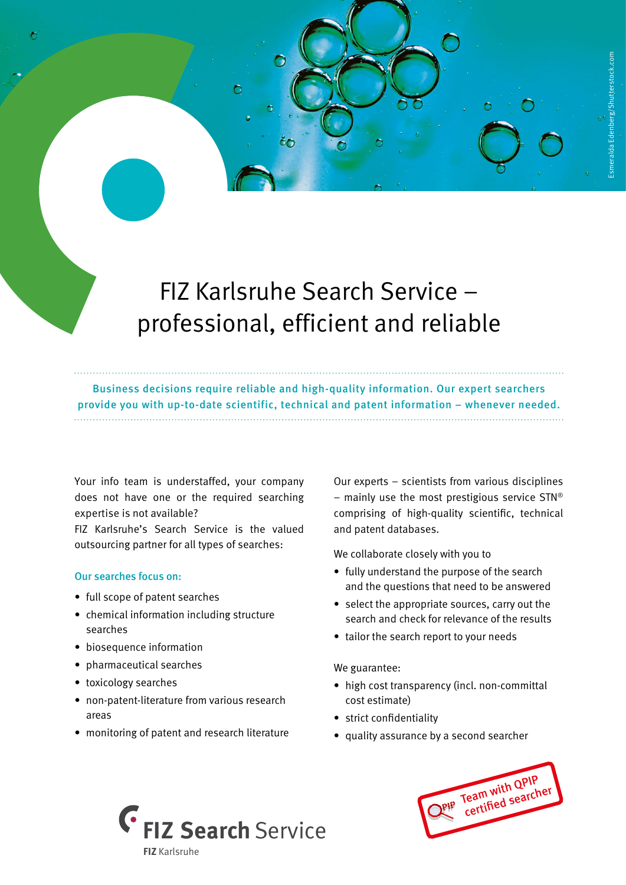# FIZ Karlsruhe Search Service – professional, efficient and reliable

**Business decisions require reliable and high-quality information. Our expert searchers provide you with up-to-date scientific, technical and patent information – whenever needed.**

Your info team is understaffed, your company does not have one or the required searching expertise is not available?

FIZ Karlsruhe's Search Service is the valued outsourcing partner for all types of searches:

### Our searches focus on:

- full scope of patent searches
- chemical information including structure searches
- biosequence information
- pharmaceutical searches
- toxicology searches
- non-patent-literature from various research areas
- monitoring of patent and research literature

Our experts – scientists from various disciplines – mainly use the most prestigious service STN® comprising of high-quality scientific, technical and patent databases.

We collaborate closely with you to

- fully understand the purpose of the search and the questions that need to be answered
- select the appropriate sources, carry out the search and check for relevance of the results
- tailor the search report to your needs

We guarantee:

- high cost transparency (incl. non-committal cost estimate)
- strict confidentiality
- quality assurance by a second searcher

QPIP Team with QPIP certified searcher

**FIZ Search** Service

**FIZ** Karlsruhe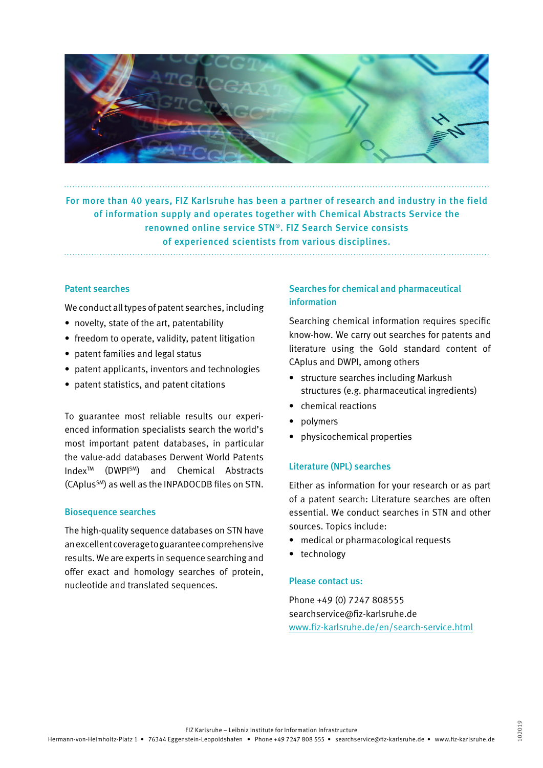For more than 40 years, FIZ Karlsruhe has been a partner of research and industry in the field of information supply and operates together with Chemical Abstracts Service the renowned online service STN®. FIZ Search Service consists of experienced scientists from various disciplines.

## Patent searches

We conduct all types of patent searches, including

- novelty, state of the art, patentability
- freedom to operate, validity, patent litigation
- patent families and legal status
- patent applicants, inventors and technologies
- patent statistics, and patent citations

To guarantee most reliable results our experienced information specialists search the world's most important patent databases, in particular the value-add databases Derwent World Patents Index™ (DWPI℠) and Chemical Abstracts (CAplus℠) as well as the INPADOCDB files on STN.

## Biosequence searches

The high-quality sequence databases on STN have an excellent coverage to guarantee comprehensive results. We are experts in sequence searching and offer exact and homology searches of protein, nucleotide and translated sequences.

## Searches for chemical and pharmaceutical information

Searching chemical information requires specific know-how. We carry out searches for patents and literature using the Gold standard content of CAplus and DWPI, among others

- structure searches including Markush structures (e.g. pharmaceutical ingredients)
- chemical reactions
- polymers
- physicochemical properties

## Literature (NPL) searches

Either as information for your research or as part of a patent search: Literature searches are often essential. We conduct searches in STN and other sources. Topics include:

- medical or pharmacological requests
- technology

## Please contact us:

Phone +49 (0) 7247 808555
searchservice@fiz-karlsruhe.de
www.fiz-karlsruhe.de/en/search-service.html

FIZ Karlsruhe – Leibniz Institute for Information Infrastructure
Hermann-von-Helmholtz-Platz 1 • 76344 Eggenstein-Leopoldshafen • Phone +49 7247 808 555 • searchservice@fiz-karlsruhe.de • www.fiz-karlsruhe.de

102019